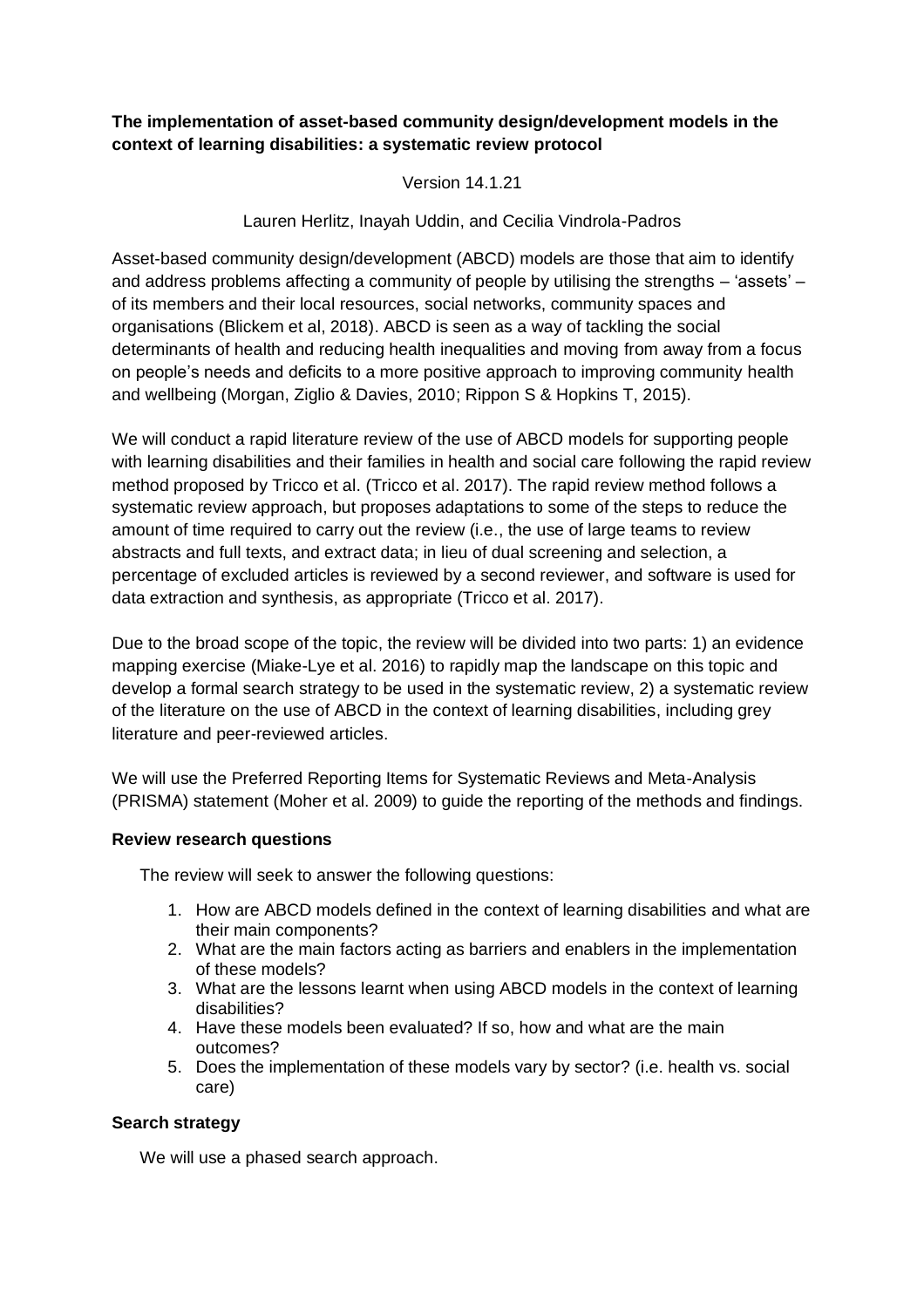**The implementation of asset-based community design/development models in the context of learning disabilities: a systematic review protocol**

Version 14.1.21

Lauren Herlitz, Inayah Uddin, and Cecilia Vindrola-Padros

Asset-based community design/development (ABCD) models are those that aim to identify and address problems affecting a community of people by utilising the strengths – 'assets' – of its members and their local resources, social networks, community spaces and organisations (Blickem et al, 2018). ABCD is seen as a way of tackling the social determinants of health and reducing health inequalities and moving from away from a focus on people's needs and deficits to a more positive approach to improving community health and wellbeing (Morgan, Ziglio & Davies, 2010; Rippon S & Hopkins T, 2015).

We will conduct a rapid literature review of the use of ABCD models for supporting people with learning disabilities and their families in health and social care following the rapid review method proposed by Tricco et al. (Tricco et al. 2017). The rapid review method follows a systematic review approach, but proposes adaptations to some of the steps to reduce the amount of time required to carry out the review (i.e., the use of large teams to review abstracts and full texts, and extract data; in lieu of dual screening and selection, a percentage of excluded articles is reviewed by a second reviewer, and software is used for data extraction and synthesis, as appropriate (Tricco et al. 2017).

Due to the broad scope of the topic, the review will be divided into two parts: 1) an evidence mapping exercise (Miake-Lye et al. 2016) to rapidly map the landscape on this topic and develop a formal search strategy to be used in the systematic review, 2) a systematic review of the literature on the use of ABCD in the context of learning disabilities, including grey literature and peer-reviewed articles.

We will use the Preferred Reporting Items for Systematic Reviews and Meta-Analysis (PRISMA) statement (Moher et al. 2009) to guide the reporting of the methods and findings.

**Review research questions**

The review will seek to answer the following questions:

1. How are ABCD models defined in the context of learning disabilities and what are their main components?
2. What are the main factors acting as barriers and enablers in the implementation of these models?
3. What are the lessons learnt when using ABCD models in the context of learning disabilities?
4. Have these models been evaluated? If so, how and what are the main outcomes?
5. Does the implementation of these models vary by sector? (i.e. health vs. social care)

**Search strategy**

We will use a phased search approach.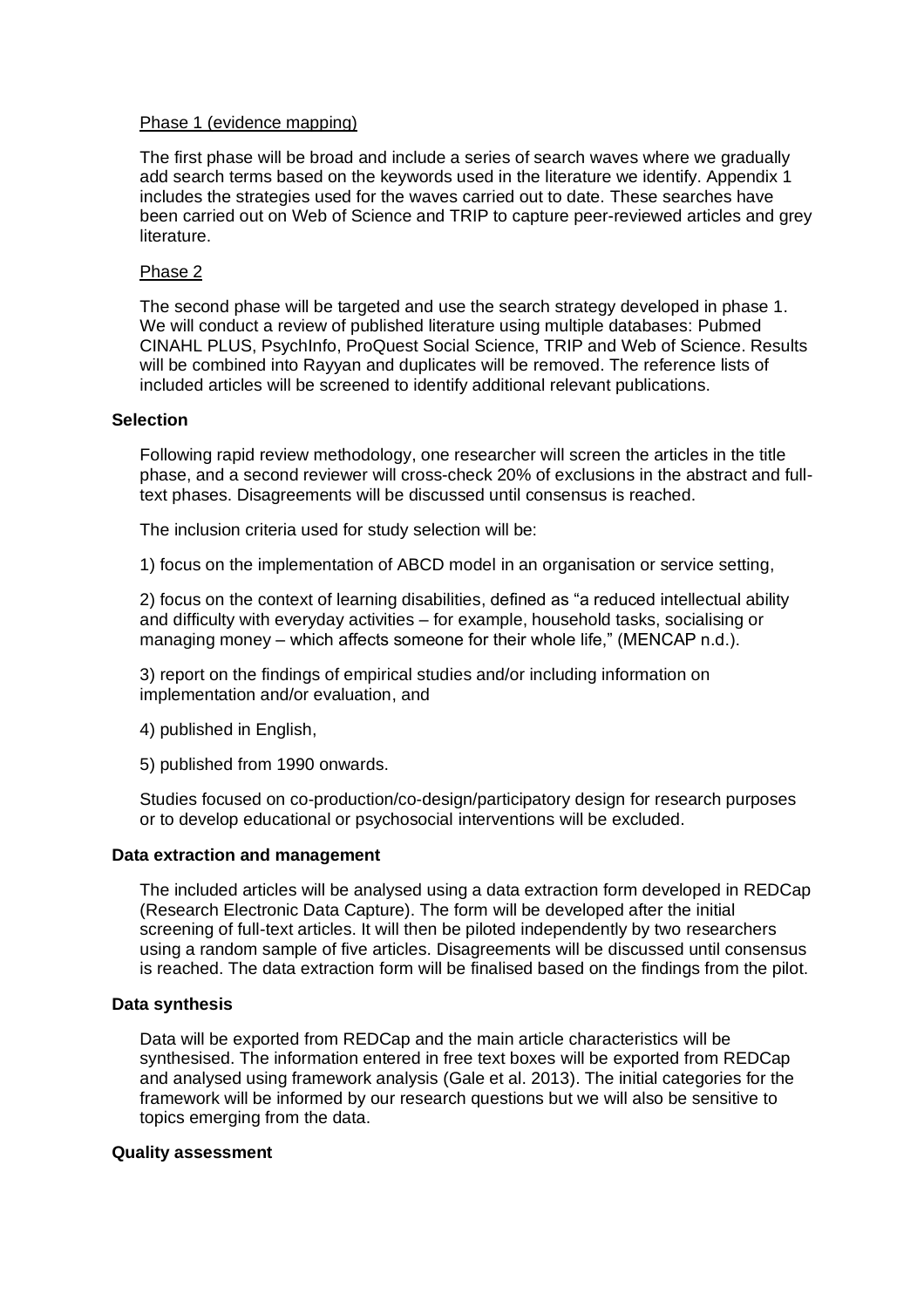Phase 1 (evidence mapping)

The first phase will be broad and include a series of search waves where we gradually add search terms based on the keywords used in the literature we identify. Appendix 1 includes the strategies used for the waves carried out to date. These searches have been carried out on Web of Science and TRIP to capture peer-reviewed articles and grey literature.

Phase 2

The second phase will be targeted and use the search strategy developed in phase 1. We will conduct a review of published literature using multiple databases: Pubmed CINAHL PLUS, PsychInfo, ProQuest Social Science, TRIP and Web of Science. Results will be combined into Rayyan and duplicates will be removed. The reference lists of included articles will be screened to identify additional relevant publications.

**Selection**

Following rapid review methodology, one researcher will screen the articles in the title phase, and a second reviewer will cross-check 20% of exclusions in the abstract and full-text phases. Disagreements will be discussed until consensus is reached.

The inclusion criteria used for study selection will be:

1) focus on the implementation of ABCD model in an organisation or service setting,

2) focus on the context of learning disabilities, defined as “a reduced intellectual ability and difficulty with everyday activities – for example, household tasks, socialising or managing money – which affects someone for their whole life,” (MENCAP n.d.).

3) report on the findings of empirical studies and/or including information on implementation and/or evaluation, and

4) published in English,

5) published from 1990 onwards.

Studies focused on co-production/co-design/participatory design for research purposes or to develop educational or psychosocial interventions will be excluded.

**Data extraction and management**

The included articles will be analysed using a data extraction form developed in REDCap (Research Electronic Data Capture). The form will be developed after the initial screening of full-text articles. It will then be piloted independently by two researchers using a random sample of five articles. Disagreements will be discussed until consensus is reached. The data extraction form will be finalised based on the findings from the pilot.

**Data synthesis**

Data will be exported from REDCap and the main article characteristics will be synthesised. The information entered in free text boxes will be exported from REDCap and analysed using framework analysis (Gale et al. 2013). The initial categories for the framework will be informed by our research questions but we will also be sensitive to topics emerging from the data.

**Quality assessment**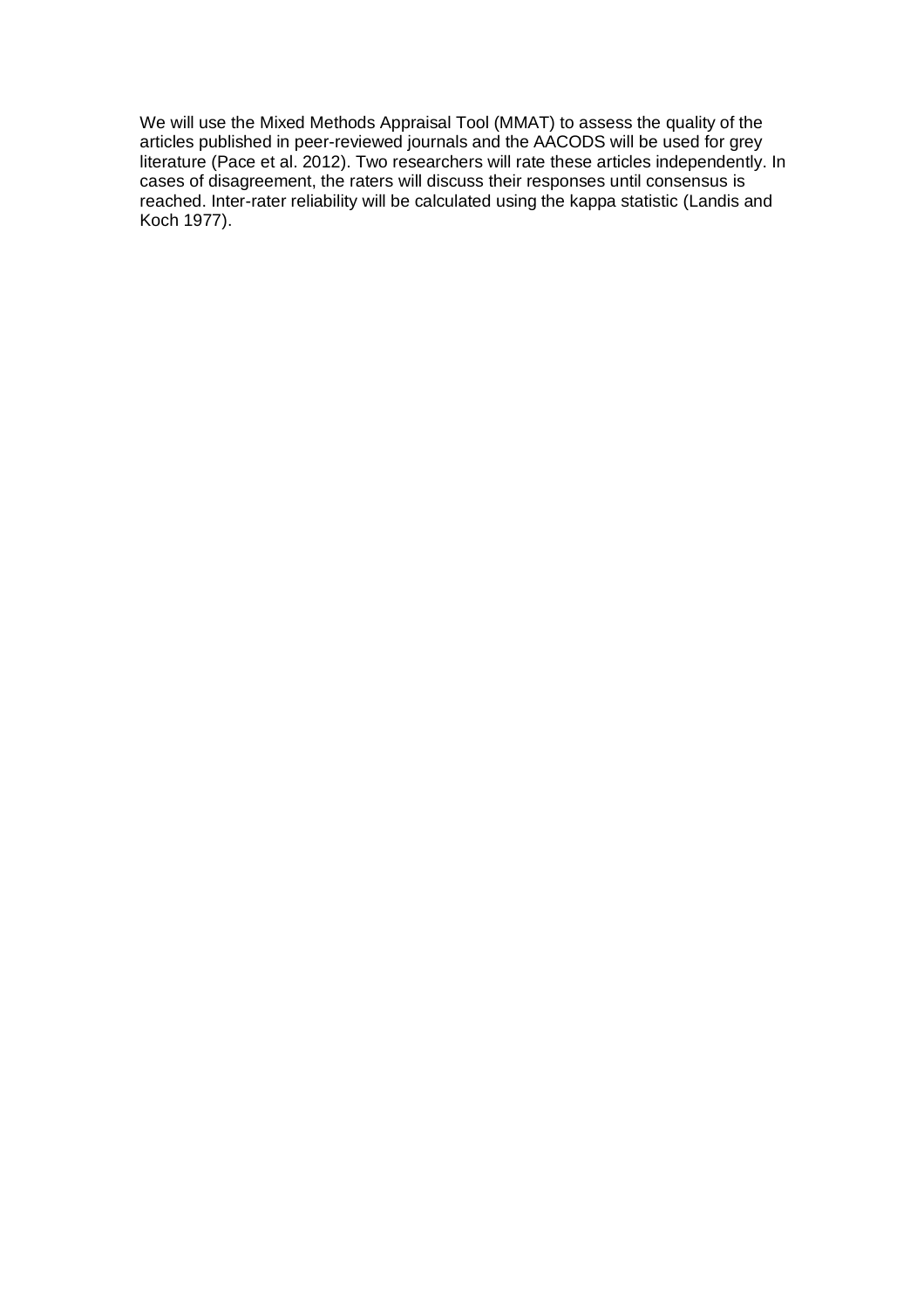We will use the Mixed Methods Appraisal Tool (MMAT) to assess the quality of the articles published in peer-reviewed journals and the AACODS will be used for grey literature (Pace et al. 2012). Two researchers will rate these articles independently. In cases of disagreement, the raters will discuss their responses until consensus is reached. Inter-rater reliability will be calculated using the kappa statistic (Landis and Koch 1977).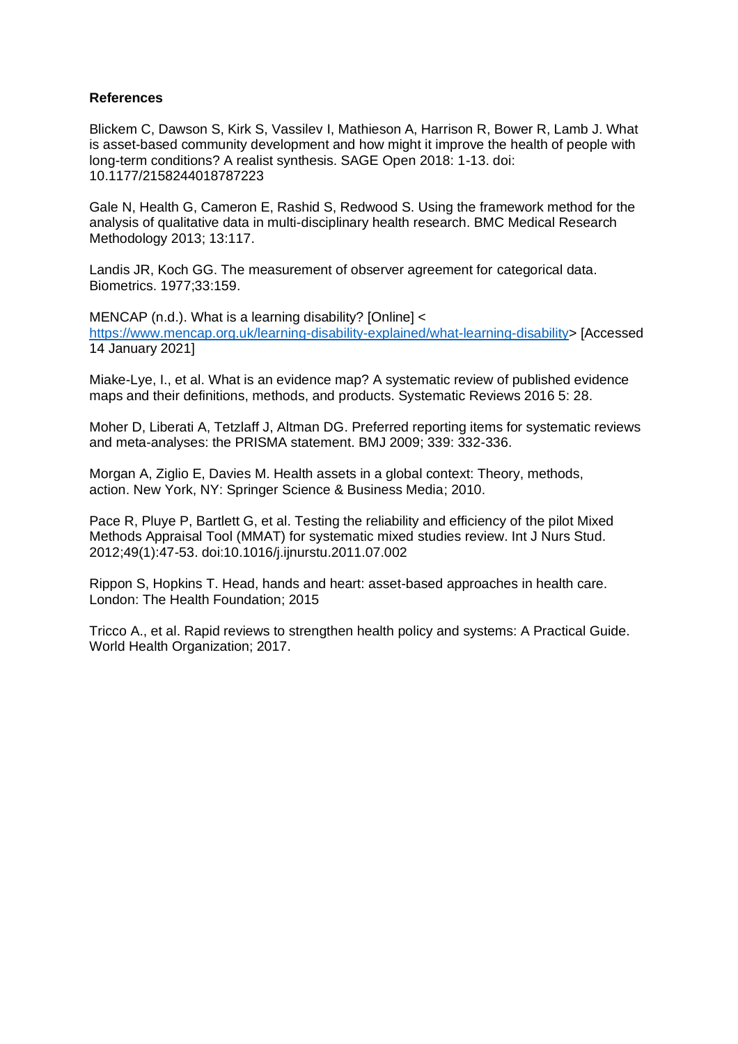**References**

Blickem C, Dawson S, Kirk S, Vassilev I, Mathieson A, Harrison R, Bower R, Lamb J. What is asset-based community development and how might it improve the health of people with long-term conditions? A realist synthesis. SAGE Open 2018: 1-13. doi: 10.1177/2158244018787223

Gale N, Health G, Cameron E, Rashid S, Redwood S. Using the framework method for the analysis of qualitative data in multi-disciplinary health research. BMC Medical Research Methodology 2013; 13:117.

Landis JR, Koch GG. The measurement of observer agreement for categorical data. Biometrics. 1977;33:159.

MENCAP (n.d.). What is a learning disability? [Online] < https://www.mencap.org.uk/learning-disability-explained/what-learning-disability> [Accessed 14 January 2021]

Miake-Lye, I., et al. What is an evidence map? A systematic review of published evidence maps and their definitions, methods, and products. Systematic Reviews 2016 5: 28.

Moher D, Liberati A, Tetzlaff J, Altman DG. Preferred reporting items for systematic reviews and meta-analyses: the PRISMA statement. BMJ 2009; 339: 332-336.

Morgan A, Ziglio E, Davies M. Health assets in a global context: Theory, methods, action. New York, NY: Springer Science & Business Media; 2010.

Pace R, Pluye P, Bartlett G, et al. Testing the reliability and efficiency of the pilot Mixed Methods Appraisal Tool (MMAT) for systematic mixed studies review. Int J Nurs Stud. 2012;49(1):47-53. doi:10.1016/j.ijnurstu.2011.07.002

Rippon S, Hopkins T. Head, hands and heart: asset-based approaches in health care. London: The Health Foundation; 2015

Tricco A., et al. Rapid reviews to strengthen health policy and systems: A Practical Guide. World Health Organization; 2017.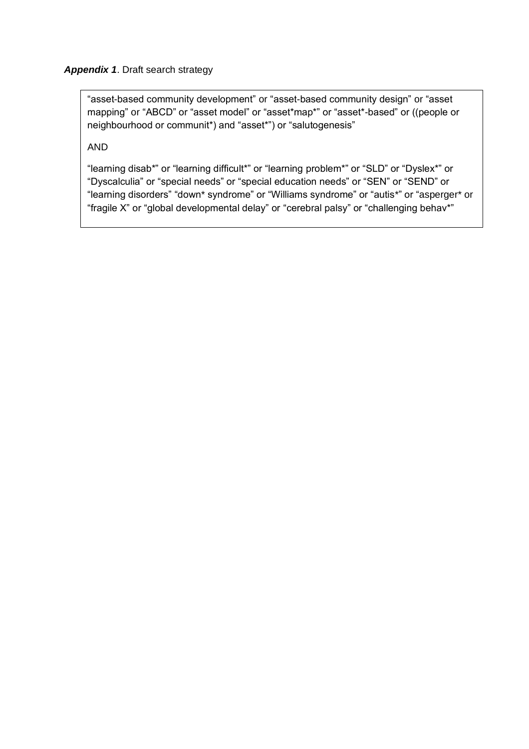***Appendix 1***. Draft search strategy

"asset-based community development" or "asset-based community design" or "asset mapping" or "ABCD" or "asset model" or "asset*map*" or "asset*-based" or ((people or neighbourhood or communit*) and "asset*") or "salutogenesis"

AND

"learning disab*" or "learning difficult*" or "learning problem*" or "SLD" or "Dyslex*" or "Dyscalculia" or "special needs" or "special education needs" or "SEN" or "SEND" or "learning disorders" "down* syndrome" or "Williams syndrome" or "autis*" or "asperger* or "fragile X" or "global developmental delay" or "cerebral palsy" or "challenging behav*"